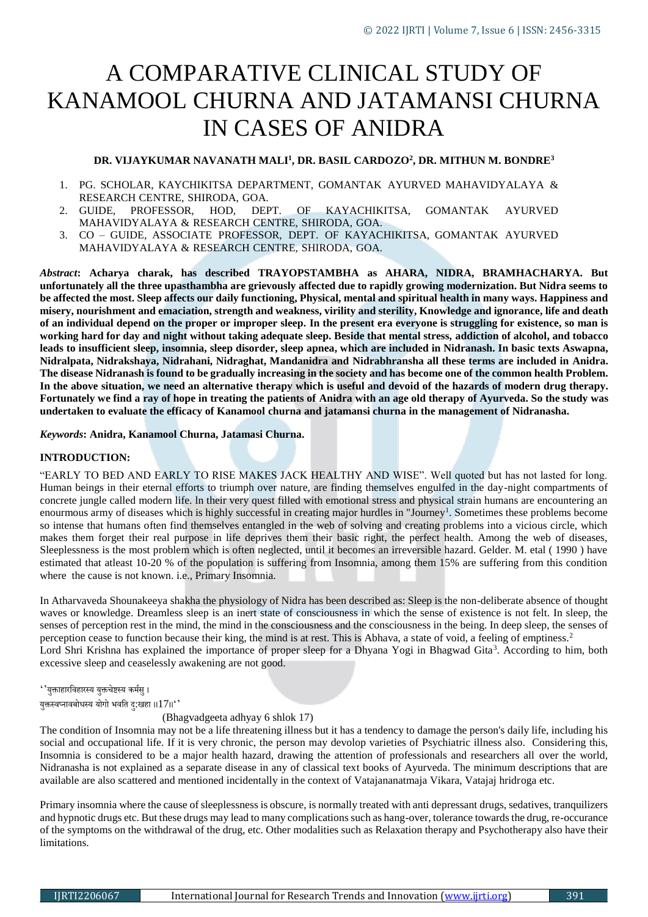# A COMPARATIVE CLINICAL STUDY OF KANAMOOL CHURNA AND JATAMANSI CHURNA IN CASES OF ANIDRA

**DR. VIJAYKUMAR NAVANATH MALI[1], DR. BASIL CARDOZO[2], DR. MITHUN M. BONDRE[3]**

1. PG. SCHOLAR, KAYCHIKITSA DEPARTMENT, GOMANTAK AYURVED MAHAVIDYALAYA & RESEARCH CENTRE, SHIRODA, GOA.
2. GUIDE, PROFESSOR, HOD, DEPT. OF KAYACHIKITSA, GOMANTAK AYURVED MAHAVIDYALAYA & RESEARCH CENTRE, SHIRODA, GOA.
3. CO – GUIDE, ASSOCIATE PROFESSOR, DEPT. OF KAYACHIKITSA, GOMANTAK AYURVED MAHAVIDYALAYA & RESEARCH CENTRE, SHIRODA, GOA.

***Abstract*: Acharya charak, has described TRAYOPSTAMBHA as AHARA, NIDRA, BRAMHACHARYA. But unfortunately all the three upasthambha are grievously affected due to rapidly growing modernization. But Nidra seems to be affected the most. Sleep affects our daily functioning, Physical, mental and spiritual health in many ways. Happiness and misery, nourishment and emaciation, strength and weakness, virility and sterility, Knowledge and ignorance, life and death of an individual depend on the proper or improper sleep. In the present era everyone is struggling for existence, so man is working hard for day and night without taking adequate sleep. Beside that mental stress, addiction of alcohol, and tobacco leads to insufficient sleep, insomnia, sleep disorder, sleep apnea, which are included in Nidranash. In basic texts Aswapna, Nidralpata, Nidrakshaya, Nidrahani, Nidraghat, Mandanidra and Nidrabhransha all these terms are included in Anidra. The disease Nidranash is found to be gradually increasing in the society and has become one of the common health Problem. In the above situation, we need an alternative therapy which is useful and devoid of the hazards of modern drug therapy. Fortunately we find a ray of hope in treating the patients of Anidra with an age old therapy of Ayurveda. So the study was undertaken to evaluate the efficacy of Kanamool churna and jatamansi churna in the management of Nidranasha.**

***Keywords*: Anidra, Kanamool Churna, Jatamasi Churna.**

## INTRODUCTION:

"EARLY TO BED AND EARLY TO RISE MAKES JACK HEALTHY AND WISE". Well quoted but has not lasted for long. Human beings in their eternal efforts to triumph over nature, are finding themselves engulfed in the day-night compartments of concrete jungle called modern life. In their very quest filled with emotional stress and physical strain humans are encountering an enourmous army of diseases which is highly successful in creating major hurdles in "Journey[1]. Sometimes these problems become so intense that humans often find themselves entangled in the web of solving and creating problems into a vicious circle, which makes them forget their real purpose in life deprives them their basic right, the perfect health. Among the web of diseases, Sleeplessness is the most problem which is often neglected, until it becomes an irreversible hazard. Gelder. M. etal ( 1990 ) have estimated that atleast 10-20 % of the population is suffering from Insomnia, among them 15% are suffering from this condition where the cause is not known. i.e., Primary Insomnia.

In Atharvaveda Shounakeeya shakha the physiology of Nidra has been described as: Sleep is the non-deliberate absence of thought waves or knowledge. Dreamless sleep is an inert state of consciousness in which the sense of existence is not felt. In sleep, the senses of perception rest in the mind, the mind in the consciousness and the consciousness in the being. In deep sleep, the senses of perception cease to function because their king, the mind is at rest. This is Abhava, a state of void, a feeling of emptiness.[2]
Lord Shri Krishna has explained the importance of proper sleep for a Dhyana Yogi in Bhagwad Gita[3]. According to him, both excessive sleep and ceaselessly awakening are not good.

''युक्ताहारविहारस्य युक्तचेष्टस्य कर्मसु ।
युक्तस्वप्नावबोधस्य योगो भवति दु:खहा ॥17॥''

(Bhagvadgeeta adhyay 6 shlok 17)

The condition of Insomnia may not be a life threatening illness but it has a tendency to damage the person's daily life, including his social and occupational life. If it is very chronic, the person may devolop varieties of Psychiatric illness also. Considering this, Insomnia is considered to be a major health hazard, drawing the attention of professionals and researchers all over the world, Nidranasha is not explained as a separate disease in any of classical text books of Ayurveda. The minimum descriptions that are available are also scattered and mentioned incidentally in the context of Vatajananatmaja Vikara, Vatajaj hridroga etc.

Primary insomnia where the cause of sleeplessness is obscure, is normally treated with anti depressant drugs, sedatives, tranquilizers and hypnotic drugs etc. But these drugs may lead to many complications such as hang-over, tolerance towards the drug, re-occurance of the symptoms on the withdrawal of the drug, etc. Other modalities such as Relaxation therapy and Psychotherapy also have their limitations.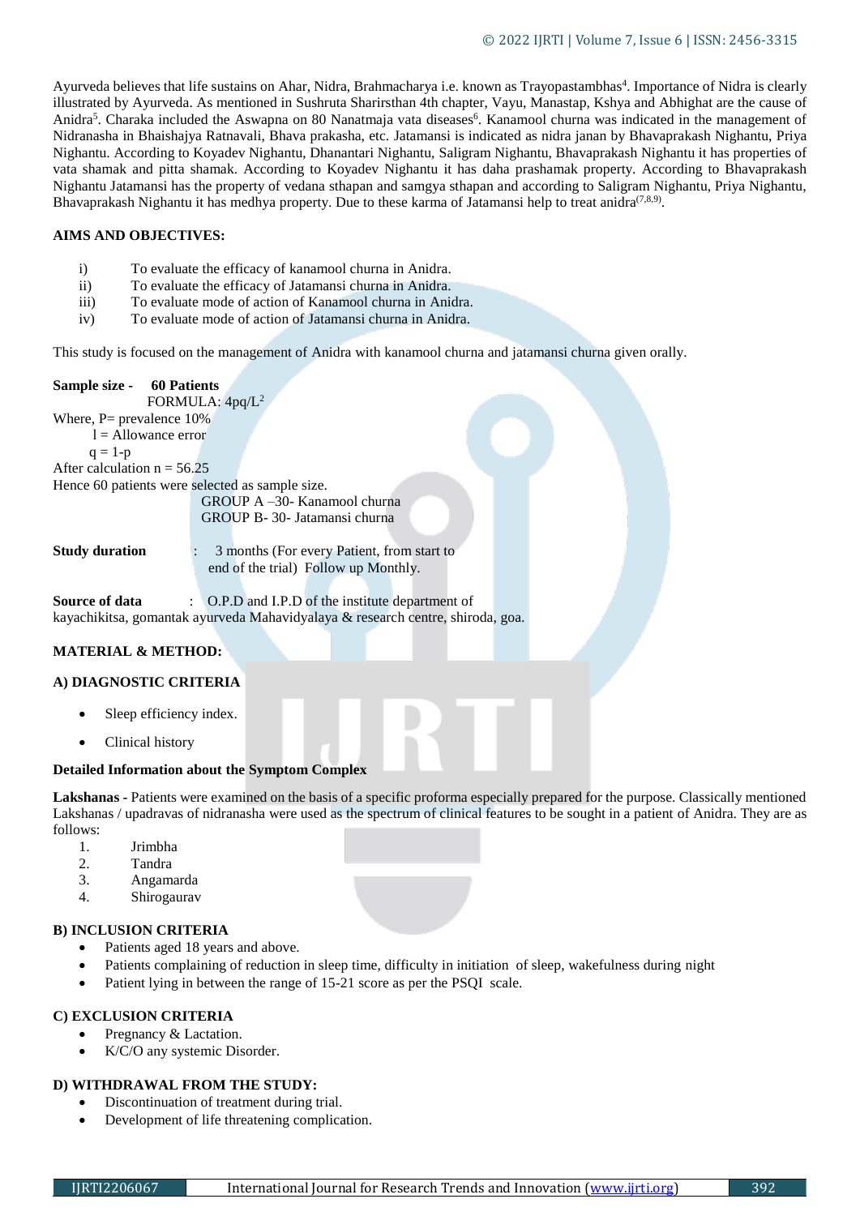Ayurveda believes that life sustains on Ahar, Nidra, Brahmacharya i.e. known as Trayopastambhas[4]. Importance of Nidra is clearly illustrated by Ayurveda. As mentioned in Sushruta Sharirsthan 4th chapter, Vayu, Manastap, Kshya and Abhighat are the cause of Anidra[5]. Charaka included the Aswapna on 80 Nanatmaja vata diseases[6]. Kanamool churna was indicated in the management of Nidranasha in Bhaishajya Ratnavali, Bhava prakasha, etc. Jatamansi is indicated as nidra janan by Bhavaprakash Nighantu, Priya Nighantu. According to Koyadev Nighantu, Dhanantari Nighantu, Saligram Nighantu, Bhavaprakash Nighantu it has properties of vata shamak and pitta shamak. According to Koyadev Nighantu it has daha prashamak property. According to Bhavaprakash Nighantu Jatamansi has the property of vedana sthapan and samgya sthapan and according to Saligram Nighantu, Priya Nighantu, Bhavaprakash Nighantu it has medhya property. Due to these karma of Jatamansi help to treat anidra[7,8,9].

## AIMS AND OBJECTIVES:

i) To evaluate the efficacy of kanamool churna in Anidra.
ii) To evaluate the efficacy of Jatamansi churna in Anidra.
iii) To evaluate mode of action of Kanamool churna in Anidra.
iv) To evaluate mode of action of Jatamansi churna in Anidra.

This study is focused on the management of Anidra with kanamool churna and jatamansi churna given orally.

**Sample size - 60 Patients**

FORMULA: $4pq/L^2$

Where, P= prevalence 10%

l = Allowance error

q = 1-p

After calculation n = 56.25

Hence 60 patients were selected as sample size.

GROUP A –30- Kanamool churna

GROUP B- 30- Jatamansi churna

**Study duration** : 3 months (For every Patient, from start to end of the trial) Follow up Monthly.

**Source of data** : O.P.D and I.P.D of the institute department of kayachikitsa, gomantak ayurveda Mahavidyalaya & research centre, shiroda, goa.

## MATERIAL & METHOD:

### A) DIAGNOSTIC CRITERIA

- Sleep efficiency index.
- Clinical history

**Detailed Information about the Symptom Complex**

**Lakshanas -** Patients were examined on the basis of a specific proforma especially prepared for the purpose. Classically mentioned Lakshanas / upadravas of nidranasha were used as the spectrum of clinical features to be sought in a patient of Anidra. They are as follows:

1. Jrimbha
2. Tandra
3. Angamarda
4. Shirogaurav

### B) INCLUSION CRITERIA

- Patients aged 18 years and above.
- Patients complaining of reduction in sleep time, difficulty in initiation of sleep, wakefulness during night
- Patient lying in between the range of 15-21 score as per the PSQI scale.

### C) EXCLUSION CRITERIA

- Pregnancy & Lactation.
- K/C/O any systemic Disorder.

### D) WITHDRAWAL FROM THE STUDY:

- Discontinuation of treatment during trial.
- Development of life threatening complication.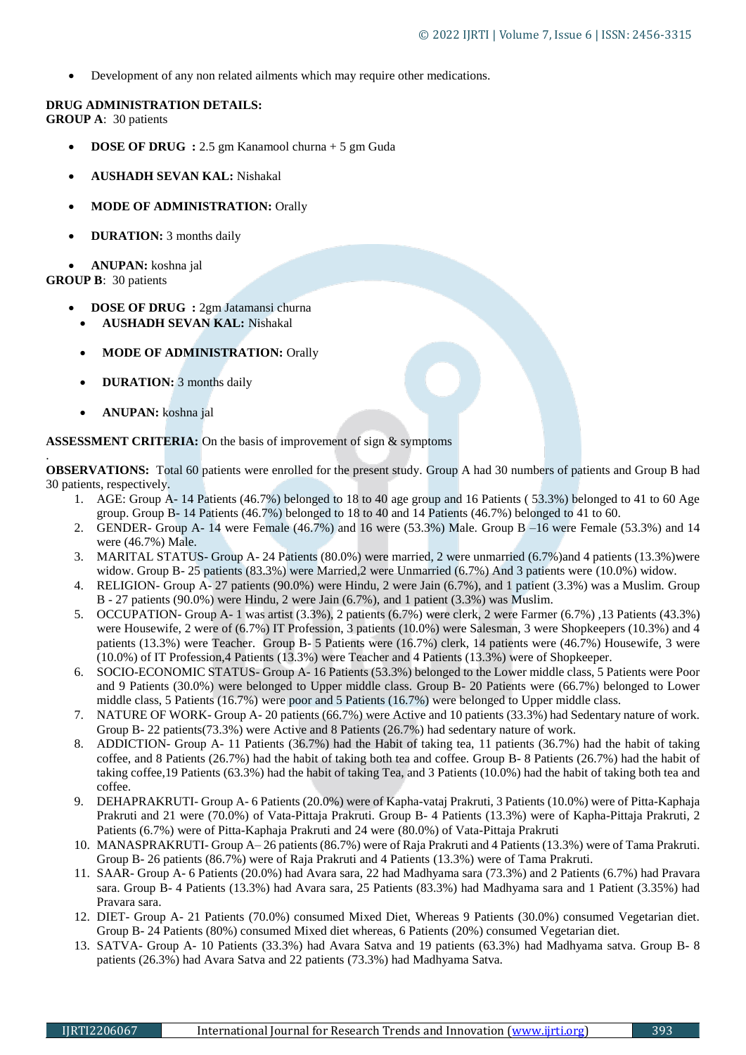- Development of any non related ailments which may require other medications.

**DRUG ADMINISTRATION DETAILS:**
**GROUP A**: 30 patients

- **DOSE OF DRUG :** 2.5 gm Kanamool churna + 5 gm Guda
- **AUSHADH SEVAN KAL:** Nishakal
- **MODE OF ADMINISTRATION:** Orally
- **DURATION:** 3 months daily
- **ANUPAN:** koshna jal

**GROUP B**: 30 patients

- **DOSE OF DRUG :** 2gm Jatamansi churna
- **AUSHADH SEVAN KAL:** Nishakal
- **MODE OF ADMINISTRATION:** Orally
- **DURATION:** 3 months daily
- **ANUPAN:** koshna jal

**ASSESSMENT CRITERIA:** On the basis of improvement of sign & symptoms

.

**OBSERVATIONS:** Total 60 patients were enrolled for the present study. Group A had 30 numbers of patients and Group B had 30 patients, respectively.

1. AGE: Group A- 14 Patients (46.7%) belonged to 18 to 40 age group and 16 Patients ( 53.3%) belonged to 41 to 60 Age group. Group B- 14 Patients (46.7%) belonged to 18 to 40 and 14 Patients (46.7%) belonged to 41 to 60.
2. GENDER- Group A- 14 were Female (46.7%) and 16 were (53.3%) Male. Group B –16 were Female (53.3%) and 14 were (46.7%) Male.
3. MARITAL STATUS- Group A- 24 Patients (80.0%) were married, 2 were unmarried (6.7%)and 4 patients (13.3%)were widow. Group B- 25 patients (83.3%) were Married,2 were Unmarried (6.7%) And 3 patients were (10.0%) widow.
4. RELIGION- Group A- 27 patients (90.0%) were Hindu, 2 were Jain (6.7%), and 1 patient (3.3%) was a Muslim. Group B - 27 patients (90.0%) were Hindu, 2 were Jain (6.7%), and 1 patient (3.3%) was Muslim.
5. OCCUPATION- Group A- 1 was artist (3.3%), 2 patients (6.7%) were clerk, 2 were Farmer (6.7%) ,13 Patients (43.3%) were Housewife, 2 were of (6.7%) IT Profession, 3 patients (10.0%) were Salesman, 3 were Shopkeepers (10.3%) and 4 patients (13.3%) were Teacher. Group B- 5 Patients were (16.7%) clerk, 14 patients were (46.7%) Housewife, 3 were (10.0%) of IT Profession,4 Patients (13.3%) were Teacher and 4 Patients (13.3%) were of Shopkeeper.
6. SOCIO-ECONOMIC STATUS- Group A- 16 Patients (53.3%) belonged to the Lower middle class, 5 Patients were Poor and 9 Patients (30.0%) were belonged to Upper middle class. Group B- 20 Patients were (66.7%) belonged to Lower middle class, 5 Patients (16.7%) were poor and 5 Patients (16.7%) were belonged to Upper middle class.
7. NATURE OF WORK- Group A- 20 patients (66.7%) were Active and 10 patients (33.3%) had Sedentary nature of work. Group B- 22 patients(73.3%) were Active and 8 Patients (26.7%) had sedentary nature of work.
8. ADDICTION- Group A- 11 Patients (36.7%) had the Habit of taking tea, 11 patients (36.7%) had the habit of taking coffee, and 8 Patients (26.7%) had the habit of taking both tea and coffee. Group B- 8 Patients (26.7%) had the habit of taking coffee,19 Patients (63.3%) had the habit of taking Tea, and 3 Patients (10.0%) had the habit of taking both tea and coffee.
9. DEHAPRAKRUTI- Group A- 6 Patients (20.0%) were of Kapha-vataj Prakruti, 3 Patients (10.0%) were of Pitta-Kaphaja Prakruti and 21 were (70.0%) of Vata-Pittaja Prakruti. Group B- 4 Patients (13.3%) were of Kapha-Pittaja Prakruti, 2 Patients (6.7%) were of Pitta-Kaphaja Prakruti and 24 were (80.0%) of Vata-Pittaja Prakruti
10. MANASPRAKRUTI- Group A– 26 patients (86.7%) were of Raja Prakruti and 4 Patients (13.3%) were of Tama Prakruti. Group B- 26 patients (86.7%) were of Raja Prakruti and 4 Patients (13.3%) were of Tama Prakruti.
11. SAAR- Group A- 6 Patients (20.0%) had Avara sara, 22 had Madhyama sara (73.3%) and 2 Patients (6.7%) had Pravara sara. Group B- 4 Patients (13.3%) had Avara sara, 25 Patients (83.3%) had Madhyama sara and 1 Patient (3.35%) had Pravara sara.
12. DIET- Group A- 21 Patients (70.0%) consumed Mixed Diet, Whereas 9 Patients (30.0%) consumed Vegetarian diet. Group B- 24 Patients (80%) consumed Mixed diet whereas, 6 Patients (20%) consumed Vegetarian diet.
13. SATVA- Group A- 10 Patients (33.3%) had Avara Satva and 19 patients (63.3%) had Madhyama satva. Group B- 8 patients (26.3%) had Avara Satva and 22 patients (73.3%) had Madhyama Satva.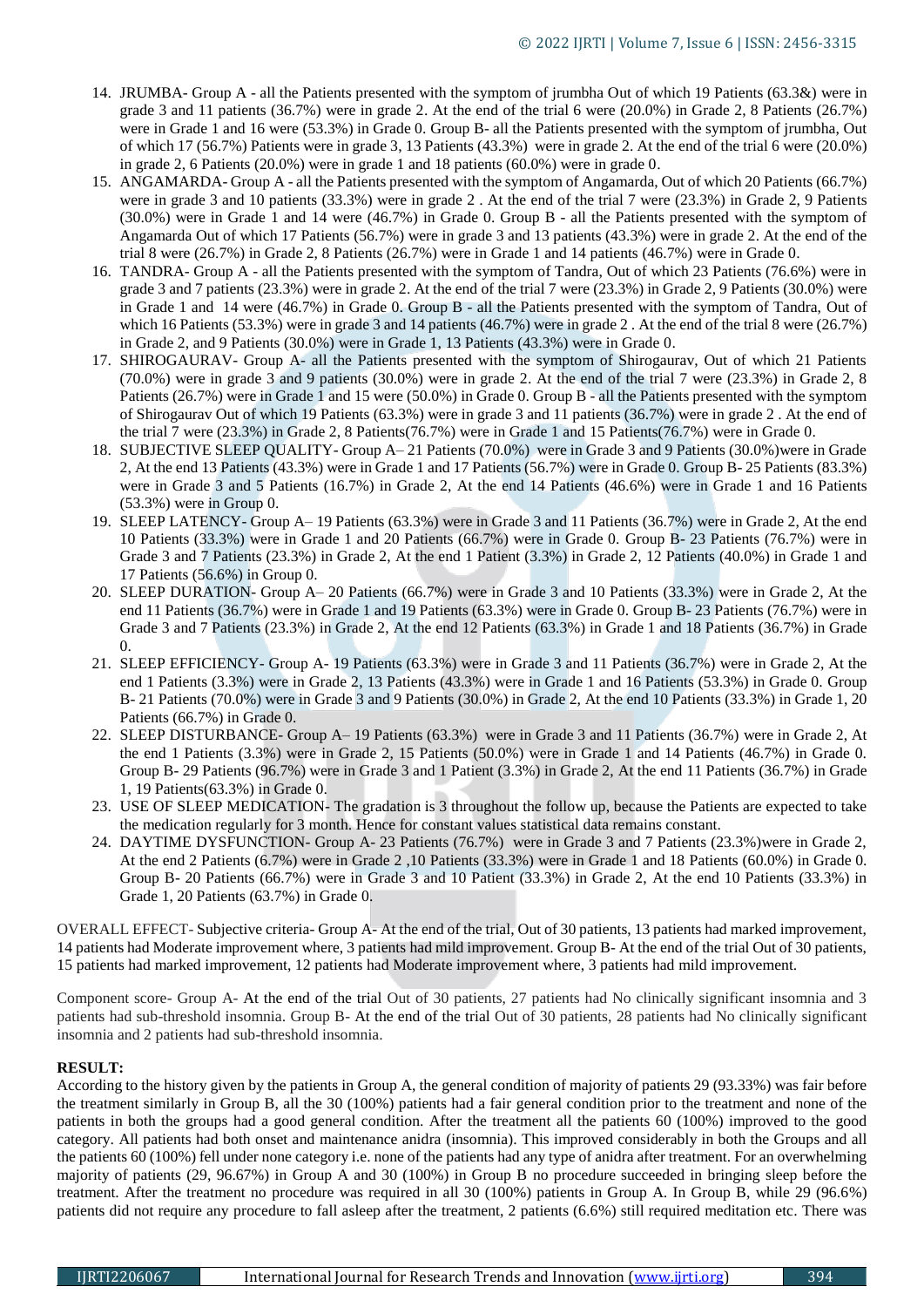14. JRUMBA- Group A - all the Patients presented with the symptom of jrumbha Out of which 19 Patients (63.3&) were in grade 3 and 11 patients (36.7%) were in grade 2. At the end of the trial 6 were (20.0%) in Grade 2, 8 Patients (26.7%) were in Grade 1 and 16 were (53.3%) in Grade 0. Group B- all the Patients presented with the symptom of jrumbha, Out of which 17 (56.7%) Patients were in grade 3, 13 Patients (43.3%) were in grade 2. At the end of the trial 6 were (20.0%) in grade 2, 6 Patients (20.0%) were in grade 1 and 18 patients (60.0%) were in grade 0.
15. ANGAMARDA- Group A - all the Patients presented with the symptom of Angamarda, Out of which 20 Patients (66.7%) were in grade 3 and 10 patients (33.3%) were in grade 2 . At the end of the trial 7 were (23.3%) in Grade 2, 9 Patients (30.0%) were in Grade 1 and 14 were (46.7%) in Grade 0. Group B - all the Patients presented with the symptom of Angamarda Out of which 17 Patients (56.7%) were in grade 3 and 13 patients (43.3%) were in grade 2. At the end of the trial 8 were (26.7%) in Grade 2, 8 Patients (26.7%) were in Grade 1 and 14 patients (46.7%) were in Grade 0.
16. TANDRA- Group A - all the Patients presented with the symptom of Tandra, Out of which 23 Patients (76.6%) were in grade 3 and 7 patients (23.3%) were in grade 2. At the end of the trial 7 were (23.3%) in Grade 2, 9 Patients (30.0%) were in Grade 1 and 14 were (46.7%) in Grade 0. Group B - all the Patients presented with the symptom of Tandra, Out of which 16 Patients (53.3%) were in grade 3 and 14 patients (46.7%) were in grade 2 . At the end of the trial 8 were (26.7%) in Grade 2, and 9 Patients (30.0%) were in Grade 1, 13 Patients (43.3%) were in Grade 0.
17. SHIROGAURAV- Group A- all the Patients presented with the symptom of Shirogaurav, Out of which 21 Patients (70.0%) were in grade 3 and 9 patients (30.0%) were in grade 2. At the end of the trial 7 were (23.3%) in Grade 2, 8 Patients (26.7%) were in Grade 1 and 15 were (50.0%) in Grade 0. Group B - all the Patients presented with the symptom of Shirogaurav Out of which 19 Patients (63.3%) were in grade 3 and 11 patients (36.7%) were in grade 2 . At the end of the trial 7 were (23.3%) in Grade 2, 8 Patients(76.7%) were in Grade 1 and 15 Patients(76.7%) were in Grade 0.
18. SUBJECTIVE SLEEP QUALITY- Group A– 21 Patients (70.0%) were in Grade 3 and 9 Patients (30.0%)were in Grade 2, At the end 13 Patients (43.3%) were in Grade 1 and 17 Patients (56.7%) were in Grade 0. Group B- 25 Patients (83.3%) were in Grade 3 and 5 Patients (16.7%) in Grade 2, At the end 14 Patients (46.6%) were in Grade 1 and 16 Patients (53.3%) were in Group 0.
19. SLEEP LATENCY- Group A– 19 Patients (63.3%) were in Grade 3 and 11 Patients (36.7%) were in Grade 2, At the end 10 Patients (33.3%) were in Grade 1 and 20 Patients (66.7%) were in Grade 0. Group B- 23 Patients (76.7%) were in Grade 3 and 7 Patients (23.3%) in Grade 2, At the end 1 Patient (3.3%) in Grade 2, 12 Patients (40.0%) in Grade 1 and 17 Patients (56.6%) in Group 0.
20. SLEEP DURATION- Group A– 20 Patients (66.7%) were in Grade 3 and 10 Patients (33.3%) were in Grade 2, At the end 11 Patients (36.7%) were in Grade 1 and 19 Patients (63.3%) were in Grade 0. Group B- 23 Patients (76.7%) were in Grade 3 and 7 Patients (23.3%) in Grade 2, At the end 12 Patients (63.3%) in Grade 1 and 18 Patients (36.7%) in Grade 0.
21. SLEEP EFFICIENCY- Group A- 19 Patients (63.3%) were in Grade 3 and 11 Patients (36.7%) were in Grade 2, At the end 1 Patients (3.3%) were in Grade 2, 13 Patients (43.3%) were in Grade 1 and 16 Patients (53.3%) in Grade 0. Group B- 21 Patients (70.0%) were in Grade 3 and 9 Patients (30.0%) in Grade 2, At the end 10 Patients (33.3%) in Grade 1, 20 Patients (66.7%) in Grade 0.
22. SLEEP DISTURBANCE- Group A– 19 Patients (63.3%) were in Grade 3 and 11 Patients (36.7%) were in Grade 2, At the end 1 Patients (3.3%) were in Grade 2, 15 Patients (50.0%) were in Grade 1 and 14 Patients (46.7%) in Grade 0. Group B- 29 Patients (96.7%) were in Grade 3 and 1 Patient (3.3%) in Grade 2, At the end 11 Patients (36.7%) in Grade 1, 19 Patients(63.3%) in Grade 0.
23. USE OF SLEEP MEDICATION- The gradation is 3 throughout the follow up, because the Patients are expected to take the medication regularly for 3 month. Hence for constant values statistical data remains constant.
24. DAYTIME DYSFUNCTION- Group A- 23 Patients (76.7%) were in Grade 3 and 7 Patients (23.3%)were in Grade 2, At the end 2 Patients (6.7%) were in Grade 2 ,10 Patients (33.3%) were in Grade 1 and 18 Patients (60.0%) in Grade 0. Group B- 20 Patients (66.7%) were in Grade 3 and 10 Patient (33.3%) in Grade 2, At the end 10 Patients (33.3%) in Grade 1, 20 Patients (63.7%) in Grade 0.

OVERALL EFFECT- Subjective criteria- Group A- At the end of the trial, Out of 30 patients, 13 patients had marked improvement, 14 patients had Moderate improvement where, 3 patients had mild improvement. Group B- At the end of the trial Out of 30 patients, 15 patients had marked improvement, 12 patients had Moderate improvement where, 3 patients had mild improvement.

Component score- Group A- At the end of the trial Out of 30 patients, 27 patients had No clinically significant insomnia and 3 patients had sub-threshold insomnia. Group B- At the end of the trial Out of 30 patients, 28 patients had No clinically significant insomnia and 2 patients had sub-threshold insomnia.

**RESULT:**

According to the history given by the patients in Group A, the general condition of majority of patients 29 (93.33%) was fair before the treatment similarly in Group B, all the 30 (100%) patients had a fair general condition prior to the treatment and none of the patients in both the groups had a good general condition. After the treatment all the patients 60 (100%) improved to the good category. All patients had both onset and maintenance anidra (insomnia). This improved considerably in both the Groups and all the patients 60 (100%) fell under none category i.e. none of the patients had any type of anidra after treatment. For an overwhelming majority of patients (29, 96.67%) in Group A and 30 (100%) in Group B no procedure succeeded in bringing sleep before the treatment. After the treatment no procedure was required in all 30 (100%) patients in Group A. In Group B, while 29 (96.6%) patients did not require any procedure to fall asleep after the treatment, 2 patients (6.6%) still required meditation etc. There was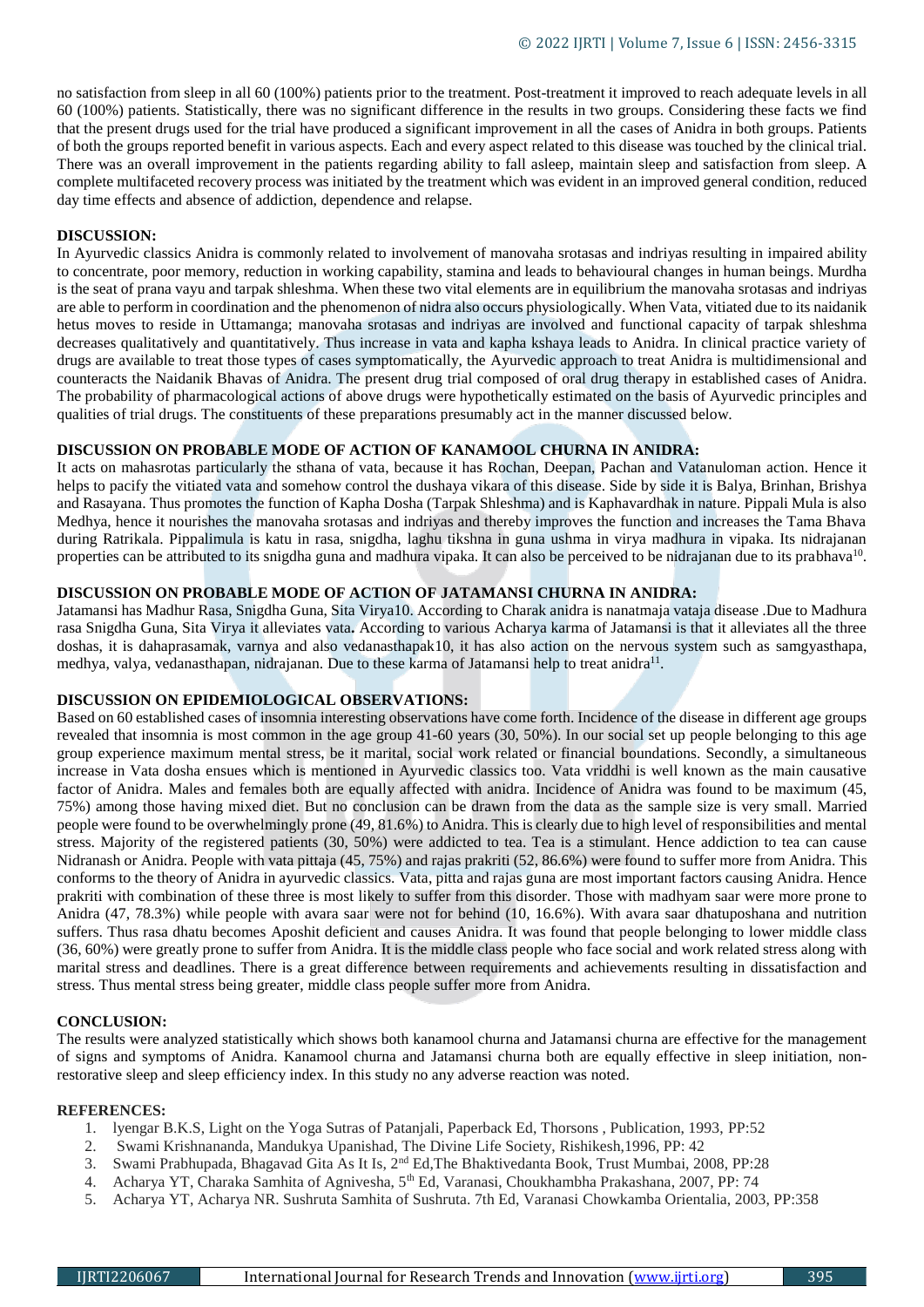no satisfaction from sleep in all 60 (100%) patients prior to the treatment. Post-treatment it improved to reach adequate levels in all 60 (100%) patients. Statistically, there was no significant difference in the results in two groups. Considering these facts we find that the present drugs used for the trial have produced a significant improvement in all the cases of Anidra in both groups. Patients of both the groups reported benefit in various aspects. Each and every aspect related to this disease was touched by the clinical trial. There was an overall improvement in the patients regarding ability to fall asleep, maintain sleep and satisfaction from sleep. A complete multifaceted recovery process was initiated by the treatment which was evident in an improved general condition, reduced day time effects and absence of addiction, dependence and relapse.

## DISCUSSION:

In Ayurvedic classics Anidra is commonly related to involvement of manovaha srotasas and indriyas resulting in impaired ability to concentrate, poor memory, reduction in working capability, stamina and leads to behavioural changes in human beings. Murdha is the seat of prana vayu and tarpak shleshma. When these two vital elements are in equilibrium the manovaha srotasas and indriyas are able to perform in coordination and the phenomenon of nidra also occurs physiologically. When Vata, vitiated due to its naidanik hetus moves to reside in Uttamanga; manovaha srotasas and indriyas are involved and functional capacity of tarpak shleshma decreases qualitatively and quantitatively. Thus increase in vata and kapha kshaya leads to Anidra. In clinical practice variety of drugs are available to treat those types of cases symptomatically, the Ayurvedic approach to treat Anidra is multidimensional and counteracts the Naidanik Bhavas of Anidra. The present drug trial composed of oral drug therapy in established cases of Anidra. The probability of pharmacological actions of above drugs were hypothetically estimated on the basis of Ayurvedic principles and qualities of trial drugs. The constituents of these preparations presumably act in the manner discussed below.

## DISCUSSION ON PROBABLE MODE OF ACTION OF KANAMOOL CHURNA IN ANIDRA:

It acts on mahasrotas particularly the sthana of vata, because it has Rochan, Deepan, Pachan and Vatanuloman action. Hence it helps to pacify the vitiated vata and somehow control the dushaya vikara of this disease. Side by side it is Balya, Brinhan, Brishya and Rasayana. Thus promotes the function of Kapha Dosha (Tarpak Shleshma) and is Kaphavardhak in nature. Pippali Mula is also Medhya, hence it nourishes the manovaha srotasas and indriyas and thereby improves the function and increases the Tama Bhava during Ratrikala. Pippalimula is katu in rasa, snigdha, laghu tikshna in guna ushma in virya madhura in vipaka. Its nidrajanan properties can be attributed to its snigdha guna and madhura vipaka. It can also be perceived to be nidrajanan due to its prabhava[10].

## DISCUSSION ON PROBABLE MODE OF ACTION OF JATAMANSI CHURNA IN ANIDRA:

Jatamansi has Madhur Rasa, Snigdha Guna, Sita Virya10. According to Charak anidra is nanatmaja vataja disease .Due to Madhura rasa Snigdha Guna, Sita Virya it alleviates vata**.** According to various Acharya karma of Jatamansi is that it alleviates all the three doshas, it is dahaprasamak, varnya and also vedanasthapak10, it has also action on the nervous system such as samgyasthapa, medhya, valya, vedanasthapan, nidrajanan. Due to these karma of Jatamansi help to treat anidra[11].

## DISCUSSION ON EPIDEMIOLOGICAL OBSERVATIONS:

Based on 60 established cases of insomnia interesting observations have come forth. Incidence of the disease in different age groups revealed that insomnia is most common in the age group 41-60 years (30, 50%). In our social set up people belonging to this age group experience maximum mental stress, be it marital, social work related or financial boundations. Secondly, a simultaneous increase in Vata dosha ensues which is mentioned in Ayurvedic classics too. Vata vriddhi is well known as the main causative factor of Anidra. Males and females both are equally affected with anidra. Incidence of Anidra was found to be maximum (45, 75%) among those having mixed diet. But no conclusion can be drawn from the data as the sample size is very small. Married people were found to be overwhelmingly prone (49, 81.6%) to Anidra. This is clearly due to high level of responsibilities and mental stress. Majority of the registered patients (30, 50%) were addicted to tea. Tea is a stimulant. Hence addiction to tea can cause Nidranash or Anidra. People with vata pittaja (45, 75%) and rajas prakriti (52, 86.6%) were found to suffer more from Anidra. This conforms to the theory of Anidra in ayurvedic classics. Vata, pitta and rajas guna are most important factors causing Anidra. Hence prakriti with combination of these three is most likely to suffer from this disorder. Those with madhyam saar were more prone to Anidra (47, 78.3%) while people with avara saar were not for behind (10, 16.6%). With avara saar dhatuposhana and nutrition suffers. Thus rasa dhatu becomes Aposhit deficient and causes Anidra. It was found that people belonging to lower middle class (36, 60%) were greatly prone to suffer from Anidra. It is the middle class people who face social and work related stress along with marital stress and deadlines. There is a great difference between requirements and achievements resulting in dissatisfaction and stress. Thus mental stress being greater, middle class people suffer more from Anidra.

## CONCLUSION:

The results were analyzed statistically which shows both kanamool churna and Jatamansi churna are effective for the management of signs and symptoms of Anidra. Kanamool churna and Jatamansi churna both are equally effective in sleep initiation, non-restorative sleep and sleep efficiency index. In this study no any adverse reaction was noted.

## REFERENCES:

1. lyengar B.K.S, Light on the Yoga Sutras of Patanjali, Paperback Ed, Thorsons , Publication, 1993, PP:52
2. Swami Krishnananda, Mandukya Upanishad, The Divine Life Society, Rishikesh,1996, PP: 42
3. Swami Prabhupada, Bhagavad Gita As It Is, 2nd Ed,The Bhaktivedanta Book, Trust Mumbai, 2008, PP:28
4. Acharya YT, Charaka Samhita of Agnivesha, 5th Ed, Varanasi, Choukhambha Prakashana, 2007, PP: 74
5. Acharya YT, Acharya NR. Sushruta Samhita of Sushruta. 7th Ed, Varanasi Chowkamba Orientalia, 2003, PP:358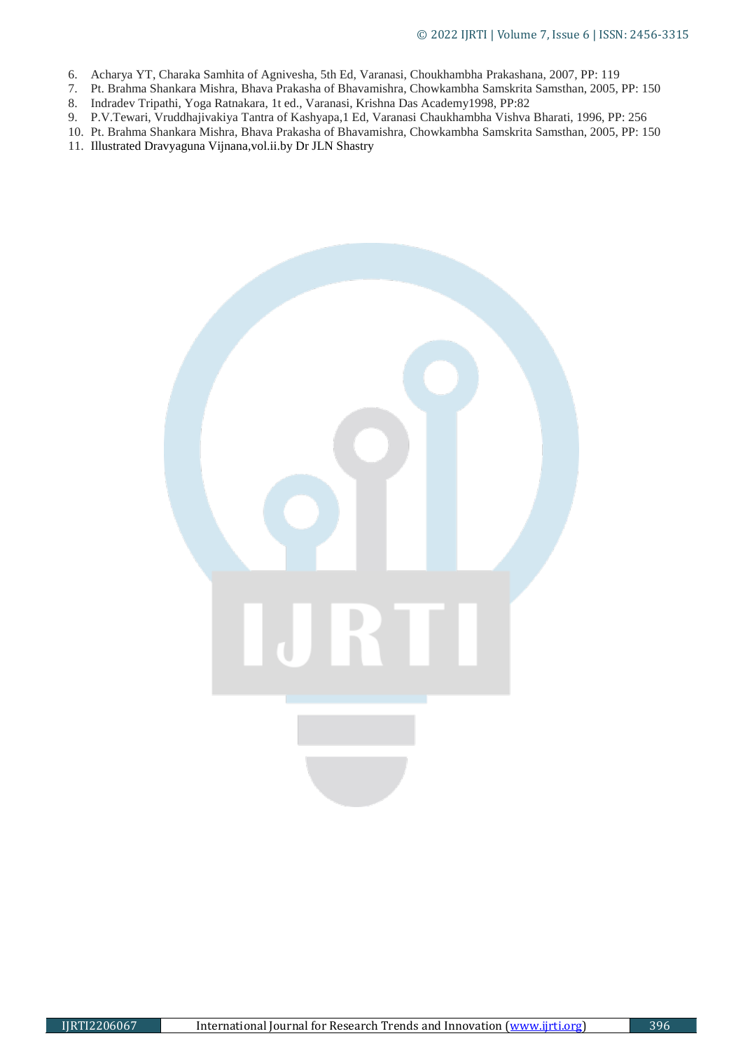6. Acharya YT, Charaka Samhita of Agnivesha, 5th Ed, Varanasi, Choukhambha Prakashana, 2007, PP: 119
7. Pt. Brahma Shankara Mishra, Bhava Prakasha of Bhavamishra, Chowkambha Samskrita Samsthan, 2005, PP: 150
8. Indradev Tripathi, Yoga Ratnakara, 1t ed., Varanasi, Krishna Das Academy1998, PP:82
9. P.V.Tewari, Vruddhajivakiya Tantra of Kashyapa,1 Ed, Varanasi Chaukhambha Vishva Bharati, 1996, PP: 256
10. Pt. Brahma Shankara Mishra, Bhava Prakasha of Bhavamishra, Chowkambha Samskrita Samsthan, 2005, PP: 150
11. Illustrated Dravyaguna Vijnana,vol.ii.by Dr JLN Shastry